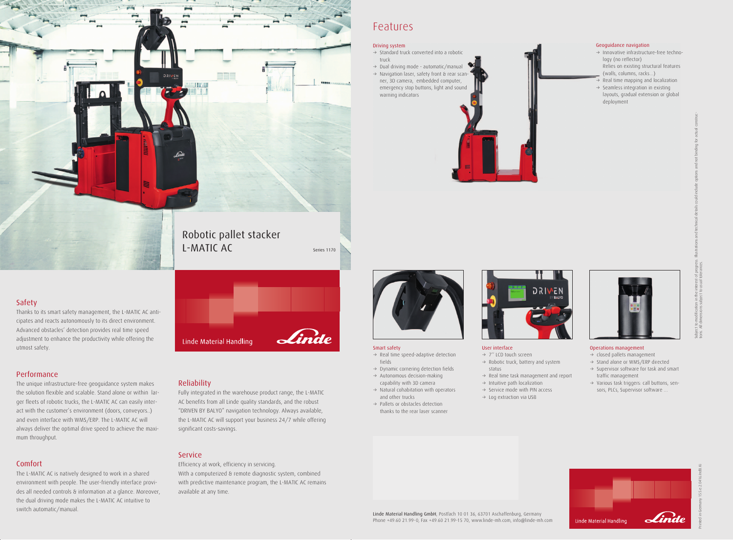# Robotic pallet stacker L-MATIC AC

Series 1170

Linde Material Handling

## Safety

Thanks to its smart safety management, the L-MATIC AC anticipates and reacts autonomously to its direct environment. Advanced obstacles' detection provides real time speed adjustment to enhance the productivity while offering the utmost safety.

## Performance

The unique infrastructure-free geoguidance system makes the solution flexible and scalable. Stand alone or within larger fleets of robotic trucks, the L-MATIC AC can easily interact with the customer's environment (doors, conveyors..) and even interface with WMS/ERP. The L-MATIC AC will always deliver the optimal drive speed to achieve the maximum throughput.

## Comfort

The L-MATIC AC is natively designed to work in a shared environment with people. The user-friendly interface provides all needed controls & information at a glance. Moreover, the dual driving mode makes the L-MATIC AC intuitive to switch automatic/manual.

## Reliability

Fully integrated in the warehouse product range, the L-MATIC AC benefits from all Linde quality standards, and the robust "DRIVEN BY BALYO" navigation technology. Always available, the L-MATIC AC will support your business 24/7 while offering significant costs-savings.

## Service

Efficiency at work, efficiency in servicing.
With a computerized & remote diagnostic system, combined with predictive maintenance program, the L-MATIC AC remains available at any time.

# Features

### Driving system

- → Standard truck converted into a robotic truck
- → Dual driving mode - automatic/manual
- → Navigation laser, safety front & rear scanner, 3D camera, embedded computer, emergency stop buttons, light and sound warning indicators

### Geoguidance navigation

- → Innovative infrastructure-free technology (no reflector)
  Relies on existing structural features (walls, columns, racks...)
- → Real time mapping and localization
- → Seamless integration in existing layouts, gradual extension or global deployment

### Smart safety

- → Real time speed-adaptive detection fields
- → Dynamic cornering detection fields
- → Autonomous decision-making capability with 3D camera
- → Natural cohabitation with operators and other trucks
- → Pallets or obstacles detection thanks to the rear laser scanner

### User interface

- → 7'' LCD touch screen
- → Robotic truck, battery and system status
- → Real time task management and report
- → Intuitive path localization
- → Service mode with PIN access
- → Log extraction via USB

### Operations management

- → closed pallets management
- → Stand alone or WMS/ERP directed
- → Supervisor software for task and smart traffic management
- → Various task triggers: call buttons, sensors, PLCs, Supervisor software ...

**Linde Material Handling GmbH**, Postfach 10 01 36, 63701 Aschaffenburg, Germany
Phone +49.60 21.99-0, Fax +49.60 21.99-15 70, www.linde-mh.com, info@linde-mh.com

Linde Material Handling

Subject to modification in the interest of progress. Illustrations and technical details could include options and not binding for actual constructions. All dimensions subject to usual tolerances.

Printed in Germany 15 S e 2.0416 IndB Ki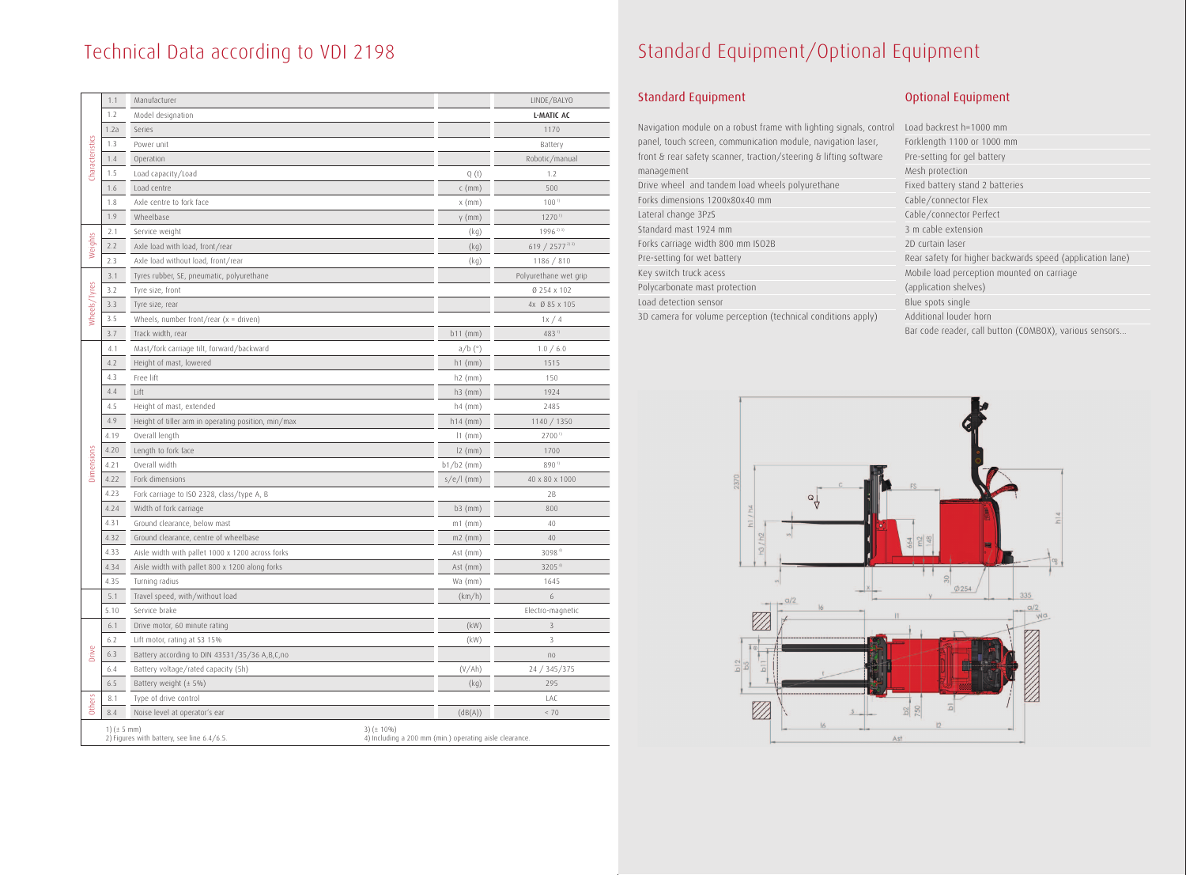# Technical Data according to VDI 2198

| | | | | |
|---|---|---|---|---|
| Characteristics | 1.1 | Manufacturer | | LINDE/BALYO |
| | 1.2 | Model designation | | **L-MATIC AC** |
| | 1.2a | Series | | 1170 |
| | 1.3 | Power unit | | Battery |
| | 1.4 | Operation | | Robotic/manual |
| | 1.5 | Load capacity/Load | Q (t) | 1.2 |
| | 1.6 | Load centre | c (mm) | 500 |
| | 1.8 | Axle centre to fork face | x (mm) | 100 [1] |
| | 1.9 | Wheelbase | y (mm) | 1270 [1] |
| Weights | 2.1 | Service weight | (kg) | 1996 [2) 3)] |
| | 2.2 | Axle load with load, front/rear | (kg) | 619 / 2577 [2) 3)] |
| | 2.3 | Axle load without load, front/rear | (kg) | 1186 / 810 |
| Wheels/Tyres | 3.1 | Tyres rubber, SE, pneumatic, polyurethane | | Polyurethane wet grip |
| | 3.2 | Tyre size, front | | Ø 254 x 102 |
| | 3.3 | Tyre size, rear | | 4x Ø 85 x 105 |
| | 3.5 | Wheels, number front/rear (x = driven) | | 1x / 4 |
| | 3.7 | Track width, rear | b11 (mm) | 483 [1] |
| Dimensions | 4.1 | Mast/fork carriage tilt, forward/backward | a/b (°) | 1.0 / 6.0 |
| | 4.2 | Height of mast, lowered | h1 (mm) | 1515 |
| | 4.3 | Free lift | h2 (mm) | 150 |
| | 4.4 | Lift | h3 (mm) | 1924 |
| | 4.5 | Height of mast, extended | h4 (mm) | 2485 |
| | 4.9 | Height of tiller arm in operating position, min/max | h14 (mm) | 1140 / 1350 |
| | 4.19 | Overall length | l1 (mm) | 2700 [1] |
| | 4.20 | Length to fork face | l2 (mm) | 1700 |
| | 4.21 | Overall width | b1/b2 (mm) | 890 [1] |
| | 4.22 | Fork dimensions | s/e/l (mm) | 40 x 80 x 1000 |
| | 4.23 | Fork carriage to ISO 2328, class/type A, B | | 2B |
| | 4.24 | Width of fork carriage | b3 (mm) | 800 |
| | 4.31 | Ground clearance, below mast | m1 (mm) | 40 |
| | 4.32 | Ground clearance, centre of wheelbase | m2 (mm) | 40 |
| | 4.33 | Aisle width with pallet 1000 x 1200 across forks | Ast (mm) | 3098 [4] |
| | 4.34 | Aisle width with pallet 800 x 1200 along forks | Ast (mm) | 3205 [4] |
| | 4.35 | Turning radius | Wa (mm) | 1645 |
| | 5.1 | Travel speed, with/without load | (km/h) | 6 |
| | 5.10 | Service brake | | Electro-magnetic |
| Drive | 6.1 | Drive motor, 60 minute rating | (kW) | 3 |
| | 6.2 | Lift motor, rating at S3 15% | (kW) | 3 |
| | 6.3 | Battery according to DIN 43531/35/36 A,B,C,no | | no |
| | 6.4 | Battery voltage/rated capacity (5h) | (V/Ah) | 24 / 345/375 |
| | 6.5 | Battery weight (± 5%) | (kg) | 295 |
| Others | 8.1 | Type of drive control | | LAC |
| | 8.4 | Noise level at operator's ear | (dB(A)) | < 70 |

1) (± 5 mm)
2) Figures with battery, see line 6.4/6.5.
3) (± 10%)
4) Including a 200 mm (min.) operating aisle clearance.

# Standard Equipment/Optional Equipment

## Standard Equipment

Navigation module on a robust frame with lighting signals, control panel, touch screen, communication module, navigation laser, front & rear safety scanner, traction/steering & lifting software management
Drive wheel and tandem load wheels polyurethane
Forks dimensions 1200x80x40 mm
Lateral change 3PzS
Standard mast 1924 mm
Forks carriage width 800 mm ISO2B
Pre-setting for wet battery
Key switch truck acess
Polycarbonate mast protection
Load detection sensor
3D camera for volume perception (technical conditions apply)

## Optional Equipment

Load backrest h=1000 mm
Forklength 1100 or 1000 mm
Pre-setting for gel battery
Mesh protection
Fixed battery stand 2 batteries
Cable/connector Flex
Cable/connector Perfect
3 m cable extension
2D curtain laser
Rear safety for higher backwards speed (application lane)
Mobile load perception mounted on carriage
(application shelves)
Blue spots single
Additional louder horn
Bar code reader, call button (COMBOX), various sensors...